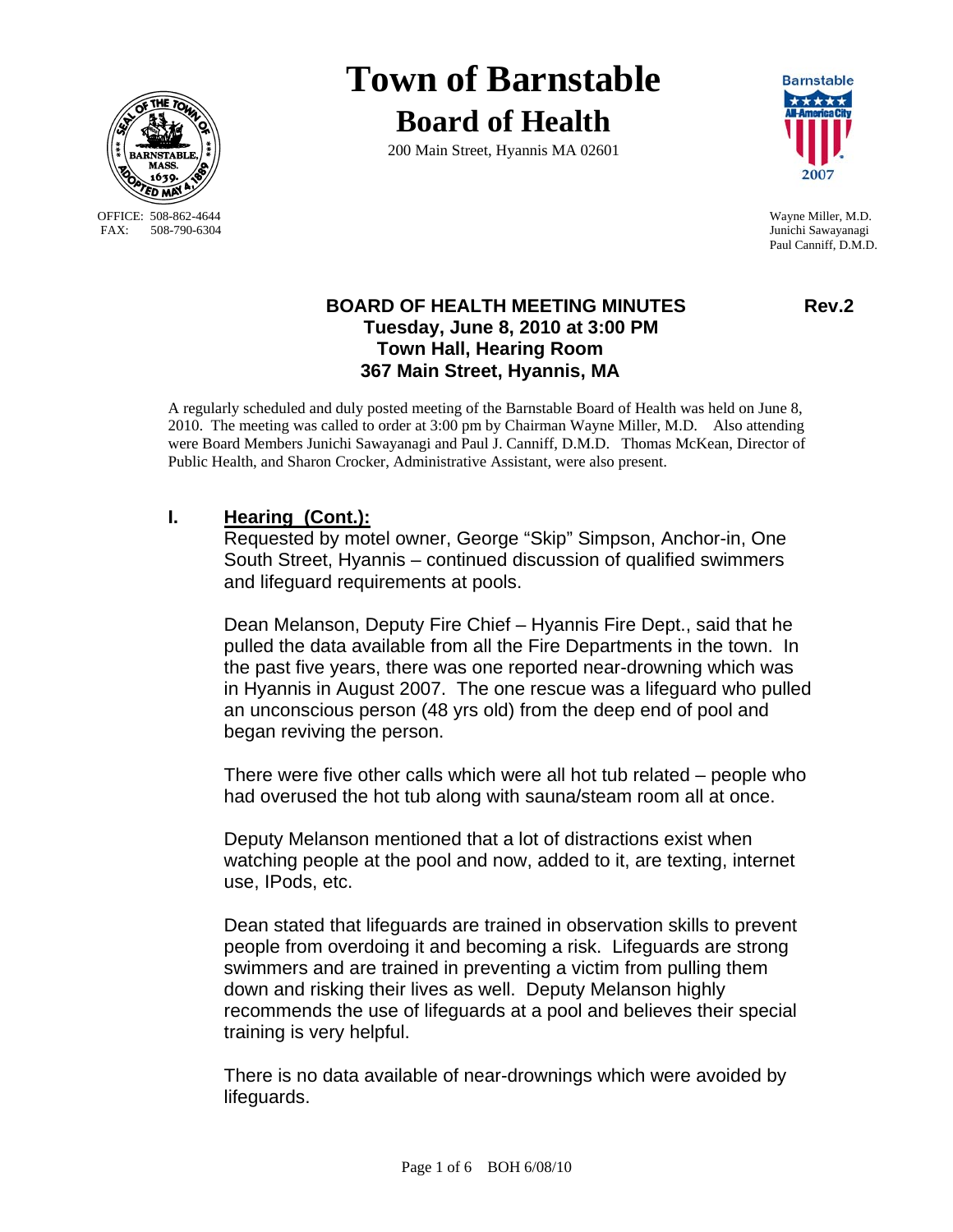# Town of Barnstable

## Board of Health

200 Main Street, Hyannis MA 02601

OFFICE: 508-862-4644
FAX: 508-790-6304

Wayne Miller, M.D.
Junichi Sawayanagi
Paul Canniff, D.M.D.

**BOARD OF HEALTH MEETING MINUTES** **Rev.2**
**Tuesday, June 8, 2010 at 3:00 PM**
**Town Hall, Hearing Room**
**367 Main Street, Hyannis, MA**

A regularly scheduled and duly posted meeting of the Barnstable Board of Health was held on June 8, 2010. The meeting was called to order at 3:00 pm by Chairman Wayne Miller, M.D. Also attending were Board Members Junichi Sawayanagi and Paul J. Canniff, D.M.D. Thomas McKean, Director of Public Health, and Sharon Crocker, Administrative Assistant, were also present.

## I. Hearing (Cont.):

Requested by motel owner, George "Skip" Simpson, Anchor-in, One South Street, Hyannis – continued discussion of qualified swimmers and lifeguard requirements at pools.

Dean Melanson, Deputy Fire Chief – Hyannis Fire Dept., said that he pulled the data available from all the Fire Departments in the town. In the past five years, there was one reported near-drowning which was in Hyannis in August 2007. The one rescue was a lifeguard who pulled an unconscious person (48 yrs old) from the deep end of pool and began reviving the person.

There were five other calls which were all hot tub related – people who had overused the hot tub along with sauna/steam room all at once.

Deputy Melanson mentioned that a lot of distractions exist when watching people at the pool and now, added to it, are texting, internet use, IPods, etc.

Dean stated that lifeguards are trained in observation skills to prevent people from overdoing it and becoming a risk. Lifeguards are strong swimmers and are trained in preventing a victim from pulling them down and risking their lives as well. Deputy Melanson highly recommends the use of lifeguards at a pool and believes their special training is very helpful.

There is no data available of near-drownings which were avoided by lifeguards.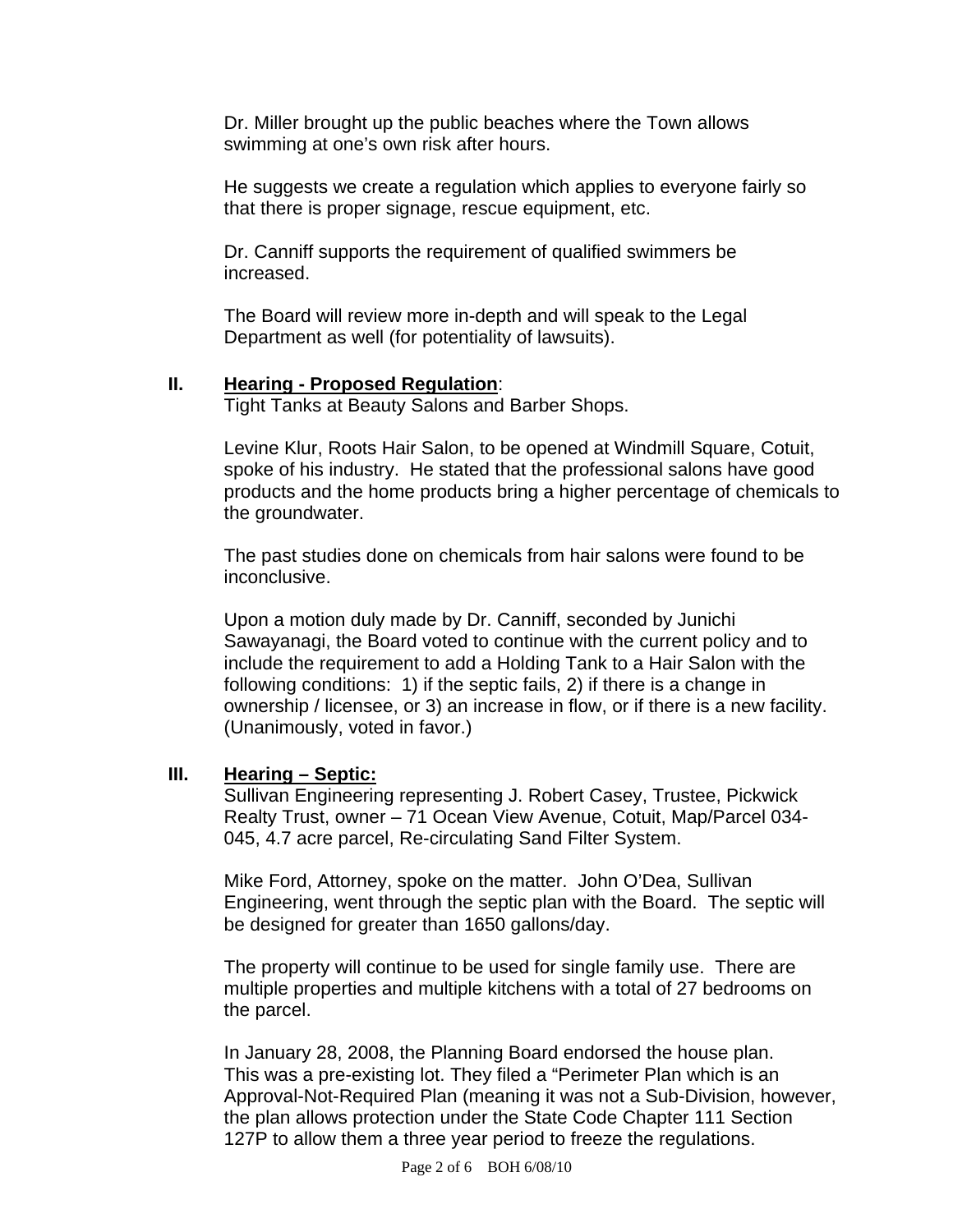Dr. Miller brought up the public beaches where the Town allows swimming at one's own risk after hours.

He suggests we create a regulation which applies to everyone fairly so that there is proper signage, rescue equipment, etc.

Dr. Canniff supports the requirement of qualified swimmers be increased.

The Board will review more in-depth and will speak to the Legal Department as well (for potentiality of lawsuits).

## II. Hearing - Proposed Regulation:

Tight Tanks at Beauty Salons and Barber Shops.

Levine Klur, Roots Hair Salon, to be opened at Windmill Square, Cotuit, spoke of his industry. He stated that the professional salons have good products and the home products bring a higher percentage of chemicals to the groundwater.

The past studies done on chemicals from hair salons were found to be inconclusive.

Upon a motion duly made by Dr. Canniff, seconded by Junichi Sawayanagi, the Board voted to continue with the current policy and to include the requirement to add a Holding Tank to a Hair Salon with the following conditions: 1) if the septic fails, 2) if there is a change in ownership / licensee, or 3) an increase in flow, or if there is a new facility. (Unanimously, voted in favor.)

## III. Hearing – Septic:

Sullivan Engineering representing J. Robert Casey, Trustee, Pickwick Realty Trust, owner – 71 Ocean View Avenue, Cotuit, Map/Parcel 034-045, 4.7 acre parcel, Re-circulating Sand Filter System.

Mike Ford, Attorney, spoke on the matter. John O'Dea, Sullivan Engineering, went through the septic plan with the Board. The septic will be designed for greater than 1650 gallons/day.

The property will continue to be used for single family use. There are multiple properties and multiple kitchens with a total of 27 bedrooms on the parcel.

In January 28, 2008, the Planning Board endorsed the house plan. This was a pre-existing lot. They filed a "Perimeter Plan which is an Approval-Not-Required Plan (meaning it was not a Sub-Division, however, the plan allows protection under the State Code Chapter 111 Section 127P to allow them a three year period to freeze the regulations.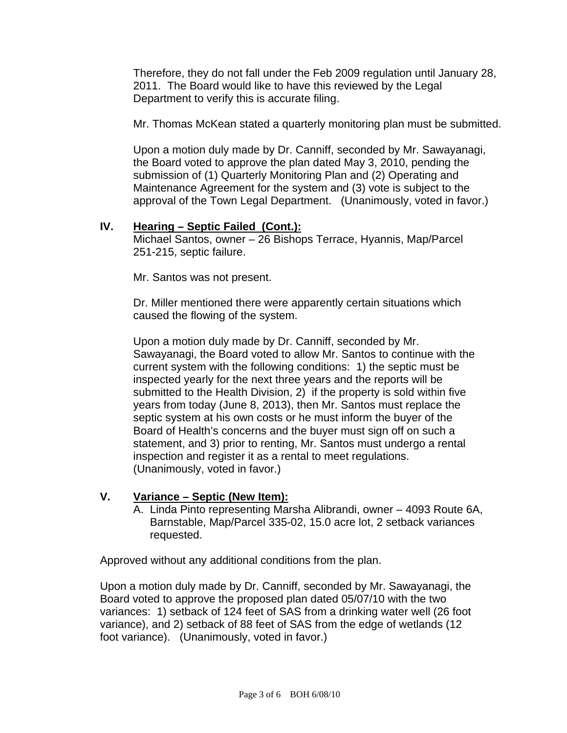Therefore, they do not fall under the Feb 2009 regulation until January 28, 2011. The Board would like to have this reviewed by the Legal Department to verify this is accurate filing.

Mr. Thomas McKean stated a quarterly monitoring plan must be submitted.

Upon a motion duly made by Dr. Canniff, seconded by Mr. Sawayanagi, the Board voted to approve the plan dated May 3, 2010, pending the submission of (1) Quarterly Monitoring Plan and (2) Operating and Maintenance Agreement for the system and (3) vote is subject to the approval of the Town Legal Department. (Unanimously, voted in favor.)

## IV. <u>Hearing – Septic Failed (Cont.):</u>

Michael Santos, owner – 26 Bishops Terrace, Hyannis, Map/Parcel 251-215, septic failure.

Mr. Santos was not present.

Dr. Miller mentioned there were apparently certain situations which caused the flowing of the system.

Upon a motion duly made by Dr. Canniff, seconded by Mr. Sawayanagi, the Board voted to allow Mr. Santos to continue with the current system with the following conditions: 1) the septic must be inspected yearly for the next three years and the reports will be submitted to the Health Division, 2) if the property is sold within five years from today (June 8, 2013), then Mr. Santos must replace the septic system at his own costs or he must inform the buyer of the Board of Health's concerns and the buyer must sign off on such a statement, and 3) prior to renting, Mr. Santos must undergo a rental inspection and register it as a rental to meet regulations. (Unanimously, voted in favor.)

## V. <u>Variance – Septic (New Item):</u>

A. Linda Pinto representing Marsha Alibrandi, owner – 4093 Route 6A, Barnstable, Map/Parcel 335-02, 15.0 acre lot, 2 setback variances requested.

Approved without any additional conditions from the plan.

Upon a motion duly made by Dr. Canniff, seconded by Mr. Sawayanagi, the Board voted to approve the proposed plan dated 05/07/10 with the two variances: 1) setback of 124 feet of SAS from a drinking water well (26 foot variance), and 2) setback of 88 feet of SAS from the edge of wetlands (12 foot variance). (Unanimously, voted in favor.)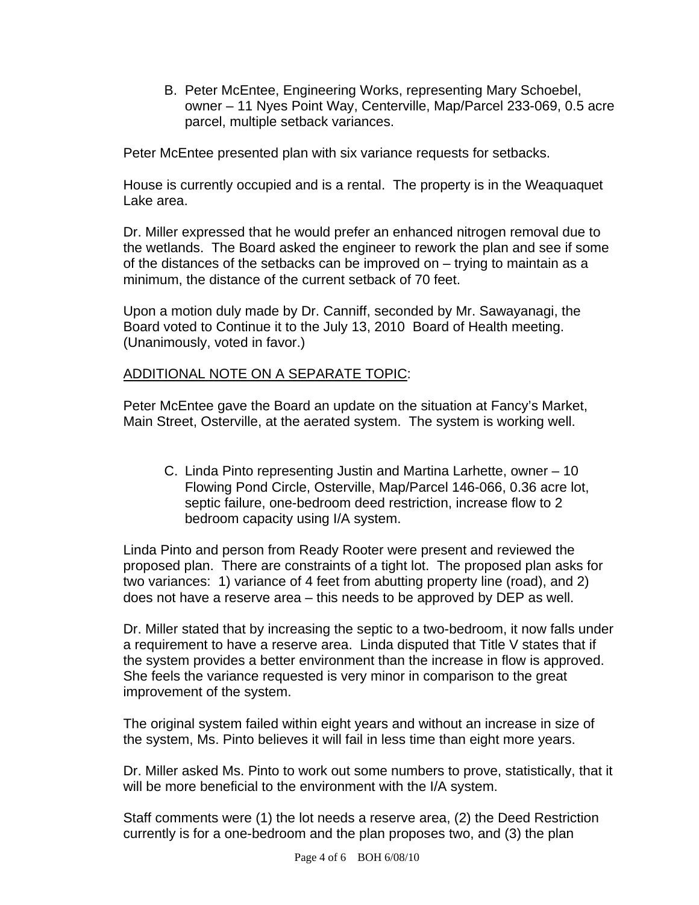B. Peter McEntee, Engineering Works, representing Mary Schoebel, owner – 11 Nyes Point Way, Centerville, Map/Parcel 233-069, 0.5 acre parcel, multiple setback variances.

Peter McEntee presented plan with six variance requests for setbacks.

House is currently occupied and is a rental. The property is in the Weaquaquet Lake area.

Dr. Miller expressed that he would prefer an enhanced nitrogen removal due to the wetlands. The Board asked the engineer to rework the plan and see if some of the distances of the setbacks can be improved on – trying to maintain as a minimum, the distance of the current setback of 70 feet.

Upon a motion duly made by Dr. Canniff, seconded by Mr. Sawayanagi, the Board voted to Continue it to the July 13, 2010 Board of Health meeting. (Unanimously, voted in favor.)

ADDITIONAL NOTE ON A SEPARATE TOPIC:

Peter McEntee gave the Board an update on the situation at Fancy's Market, Main Street, Osterville, at the aerated system. The system is working well.

C. Linda Pinto representing Justin and Martina Larhette, owner – 10 Flowing Pond Circle, Osterville, Map/Parcel 146-066, 0.36 acre lot, septic failure, one-bedroom deed restriction, increase flow to 2 bedroom capacity using I/A system.

Linda Pinto and person from Ready Rooter were present and reviewed the proposed plan. There are constraints of a tight lot. The proposed plan asks for two variances: 1) variance of 4 feet from abutting property line (road), and 2) does not have a reserve area – this needs to be approved by DEP as well.

Dr. Miller stated that by increasing the septic to a two-bedroom, it now falls under a requirement to have a reserve area. Linda disputed that Title V states that if the system provides a better environment than the increase in flow is approved. She feels the variance requested is very minor in comparison to the great improvement of the system.

The original system failed within eight years and without an increase in size of the system, Ms. Pinto believes it will fail in less time than eight more years.

Dr. Miller asked Ms. Pinto to work out some numbers to prove, statistically, that it will be more beneficial to the environment with the I/A system.

Staff comments were (1) the lot needs a reserve area, (2) the Deed Restriction currently is for a one-bedroom and the plan proposes two, and (3) the plan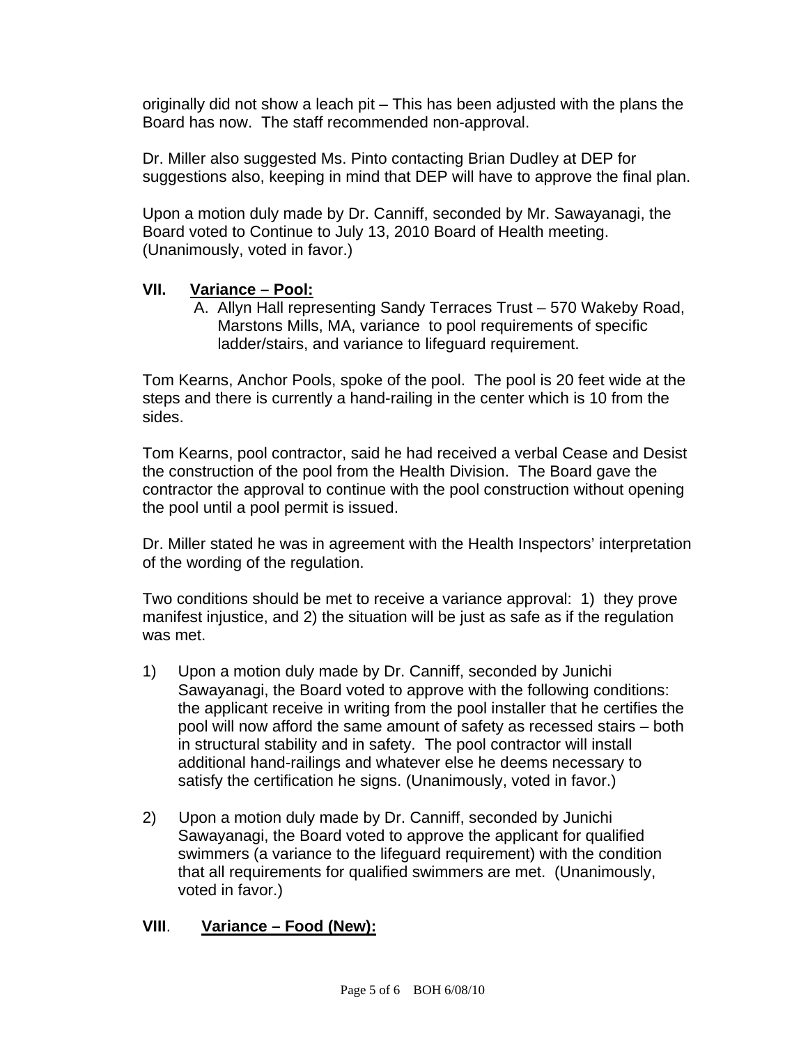originally did not show a leach pit – This has been adjusted with the plans the Board has now. The staff recommended non-approval.

Dr. Miller also suggested Ms. Pinto contacting Brian Dudley at DEP for suggestions also, keeping in mind that DEP will have to approve the final plan.

Upon a motion duly made by Dr. Canniff, seconded by Mr. Sawayanagi, the Board voted to Continue to July 13, 2010 Board of Health meeting. (Unanimously, voted in favor.)

## VII. Variance – Pool:

A. Allyn Hall representing Sandy Terraces Trust – 570 Wakeby Road, Marstons Mills, MA, variance to pool requirements of specific ladder/stairs, and variance to lifeguard requirement.

Tom Kearns, Anchor Pools, spoke of the pool. The pool is 20 feet wide at the steps and there is currently a hand-railing in the center which is 10 from the sides.

Tom Kearns, pool contractor, said he had received a verbal Cease and Desist the construction of the pool from the Health Division. The Board gave the contractor the approval to continue with the pool construction without opening the pool until a pool permit is issued.

Dr. Miller stated he was in agreement with the Health Inspectors' interpretation of the wording of the regulation.

Two conditions should be met to receive a variance approval: 1) they prove manifest injustice, and 2) the situation will be just as safe as if the regulation was met.

1) Upon a motion duly made by Dr. Canniff, seconded by Junichi Sawayanagi, the Board voted to approve with the following conditions: the applicant receive in writing from the pool installer that he certifies the pool will now afford the same amount of safety as recessed stairs – both in structural stability and in safety. The pool contractor will install additional hand-railings and whatever else he deems necessary to satisfy the certification he signs. (Unanimously, voted in favor.)

2) Upon a motion duly made by Dr. Canniff, seconded by Junichi Sawayanagi, the Board voted to approve the applicant for qualified swimmers (a variance to the lifeguard requirement) with the condition that all requirements for qualified swimmers are met. (Unanimously, voted in favor.)

## VIII. Variance – Food (New):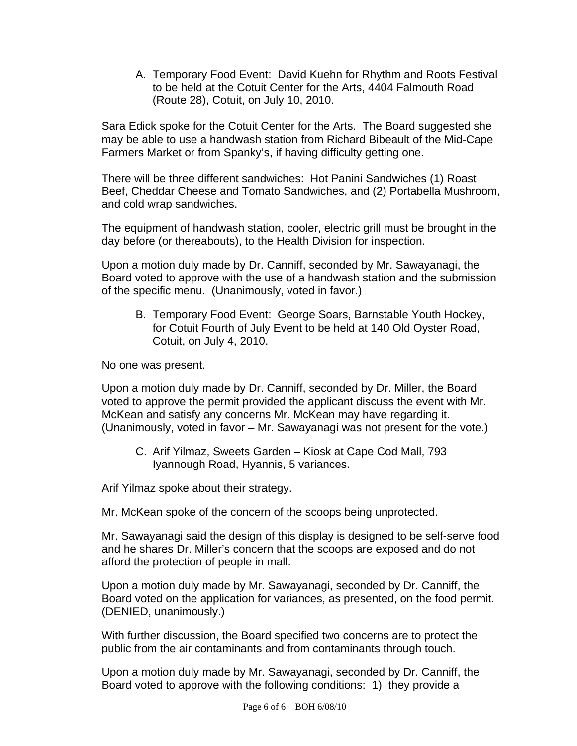A. Temporary Food Event: David Kuehn for Rhythm and Roots Festival to be held at the Cotuit Center for the Arts, 4404 Falmouth Road (Route 28), Cotuit, on July 10, 2010.

Sara Edick spoke for the Cotuit Center for the Arts. The Board suggested she may be able to use a handwash station from Richard Bibeault of the Mid-Cape Farmers Market or from Spanky's, if having difficulty getting one.

There will be three different sandwiches: Hot Panini Sandwiches (1) Roast Beef, Cheddar Cheese and Tomato Sandwiches, and (2) Portabella Mushroom, and cold wrap sandwiches.

The equipment of handwash station, cooler, electric grill must be brought in the day before (or thereabouts), to the Health Division for inspection.

Upon a motion duly made by Dr. Canniff, seconded by Mr. Sawayanagi, the Board voted to approve with the use of a handwash station and the submission of the specific menu. (Unanimously, voted in favor.)

B. Temporary Food Event: George Soars, Barnstable Youth Hockey, for Cotuit Fourth of July Event to be held at 140 Old Oyster Road, Cotuit, on July 4, 2010.

No one was present.

Upon a motion duly made by Dr. Canniff, seconded by Dr. Miller, the Board voted to approve the permit provided the applicant discuss the event with Mr. McKean and satisfy any concerns Mr. McKean may have regarding it. (Unanimously, voted in favor – Mr. Sawayanagi was not present for the vote.)

C. Arif Yilmaz, Sweets Garden – Kiosk at Cape Cod Mall, 793 Iyannough Road, Hyannis, 5 variances.

Arif Yilmaz spoke about their strategy.

Mr. McKean spoke of the concern of the scoops being unprotected.

Mr. Sawayanagi said the design of this display is designed to be self-serve food and he shares Dr. Miller's concern that the scoops are exposed and do not afford the protection of people in mall.

Upon a motion duly made by Mr. Sawayanagi, seconded by Dr. Canniff, the Board voted on the application for variances, as presented, on the food permit. (DENIED, unanimously.)

With further discussion, the Board specified two concerns are to protect the public from the air contaminants and from contaminants through touch.

Upon a motion duly made by Mr. Sawayanagi, seconded by Dr. Canniff, the Board voted to approve with the following conditions: 1) they provide a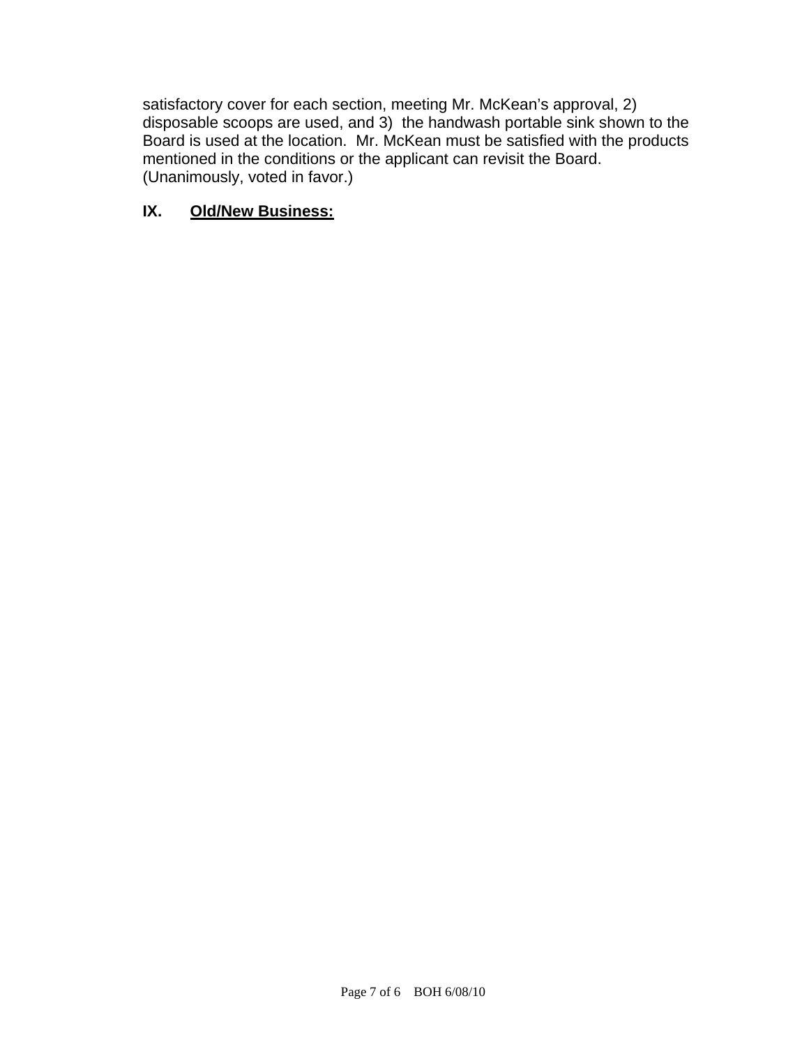satisfactory cover for each section, meeting Mr. McKean's approval, 2) disposable scoops are used, and 3) the handwash portable sink shown to the Board is used at the location. Mr. McKean must be satisfied with the products mentioned in the conditions or the applicant can revisit the Board. (Unanimously, voted in favor.)

## IX. Old/New Business: